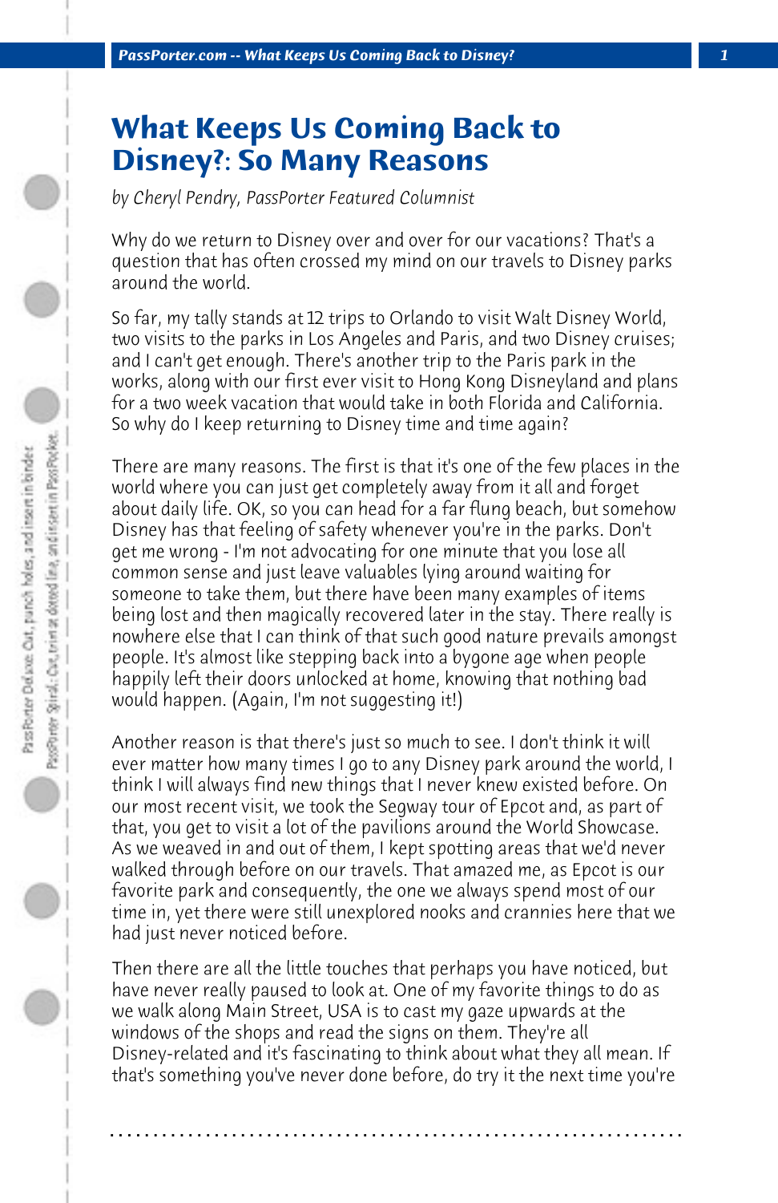# What Keeps Us Coming Back to Disney?: So Many Reasons

*by Cheryl Pendry, PassPorter Featured Columnist*

Why do we return to Disney over and over for our vacations? That's a question that has often crossed my mind on our travels to Disney parks around the world.

So far, my tally stands at 12 trips to Orlando to visit Walt Disney World, two visits to the parks in Los Angeles and Paris, and two Disney cruises; and I can't get enough. There's another trip to the Paris park in the works, along with our first ever visit to Hong Kong Disneyland and plans for a two week vacation that would take in both Florida and California. So why do I keep returning to Disney time and time again?

There are many reasons. The first is that it's one of the few places in the world where you can just get completely away from it all and forget about daily life. OK, so you can head for a far flung beach, but somehow Disney has that feeling of safety whenever you're in the parks. Don't get me wrong - I'm not advocating for one minute that you lose all common sense and just leave valuables lying around waiting for someone to take them, but there have been many examples of items being lost and then magically recovered later in the stay. There really is nowhere else that I can think of that such good nature prevails amongst people. It's almost like stepping back into a bygone age when people happily left their doors unlocked at home, knowing that nothing bad would happen. (Again, I'm not suggesting it!)

Another reason is that there's just so much to see. I don't think it will ever matter how many times I go to any Disney park around the world, I think I will always find new things that I never knew existed before. On our most recent visit, we took the Segway tour of Epcot and, as part of that, you get to visit a lot of the pavilions around the World Showcase. As we weaved in and out of them, I kept spotting areas that we'd never walked through before on our travels. That amazed me, as Epcot is our favorite park and consequently, the one we always spend most of our time in, yet there were still unexplored nooks and crannies here that we had just never noticed before.

Then there are all the little touches that perhaps you have noticed, but have never really paused to look at. One of my favorite things to do as we walk along Main Street, USA is to cast my gaze upwards at the windows of the shops and read the signs on them. They're all Disney-related and it's fascinating to think about what they all mean. If that's something you've never done before, do try it the next time you're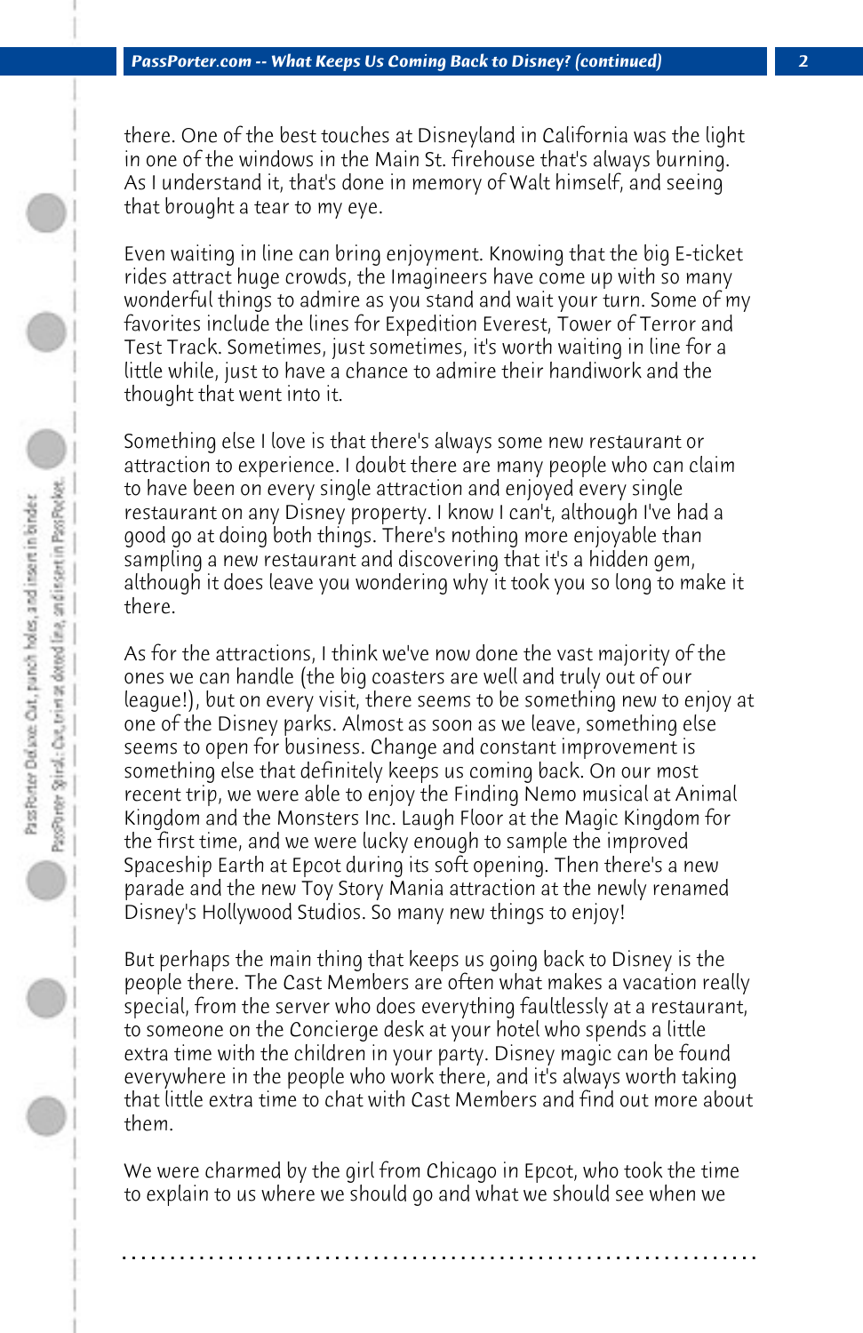there. One of the best touches at Disneyland in California was the light in one of the windows in the Main St. firehouse that's always burning. As I understand it, that's done in memory of Walt himself, and seeing that brought a tear to my eye.

Even waiting in line can bring enjoyment. Knowing that the big E-ticket rides attract huge crowds, the Imagineers have come up with so many wonderful things to admire as you stand and wait your turn. Some of my favorites include the lines for Expedition Everest, Tower of Terror and Test Track. Sometimes, just sometimes, it's worth waiting in line for a little while, just to have a chance to admire their handiwork and the thought that went into it.

Something else I love is that there's always some new restaurant or attraction to experience. I doubt there are many people who can claim to have been on every single attraction and enjoyed every single restaurant on any Disney property. I know I can't, although I've had a good go at doing both things. There's nothing more enjoyable than sampling a new restaurant and discovering that it's a hidden gem, although it does leave you wondering why it took you so long to make it there.

As for the attractions, I think we've now done the vast majority of the ones we can handle (the big coasters are well and truly out of our league!), but on every visit, there seems to be something new to enjoy at one of the Disney parks. Almost as soon as we leave, something else seems to open for business. Change and constant improvement is something else that definitely keeps us coming back. On our most recent trip, we were able to enjoy the Finding Nemo musical at Animal Kingdom and the Monsters Inc. Laugh Floor at the Magic Kingdom for the first time, and we were lucky enough to sample the improved Spaceship Earth at Epcot during its soft opening. Then there's a new parade and the new Toy Story Mania attraction at the newly renamed Disney's Hollywood Studios. So many new things to enjoy!

But perhaps the main thing that keeps us going back to Disney is the people there. The Cast Members are often what makes a vacation really special, from the server who does everything faultlessly at a restaurant, to someone on the Concierge desk at your hotel who spends a little extra time with the children in your party. Disney magic can be found everywhere in the people who work there, and it's always worth taking that little extra time to chat with Cast Members and find out more about them.

We were charmed by the girl from Chicago in Epcot, who took the time to explain to us where we should go and what we should see when we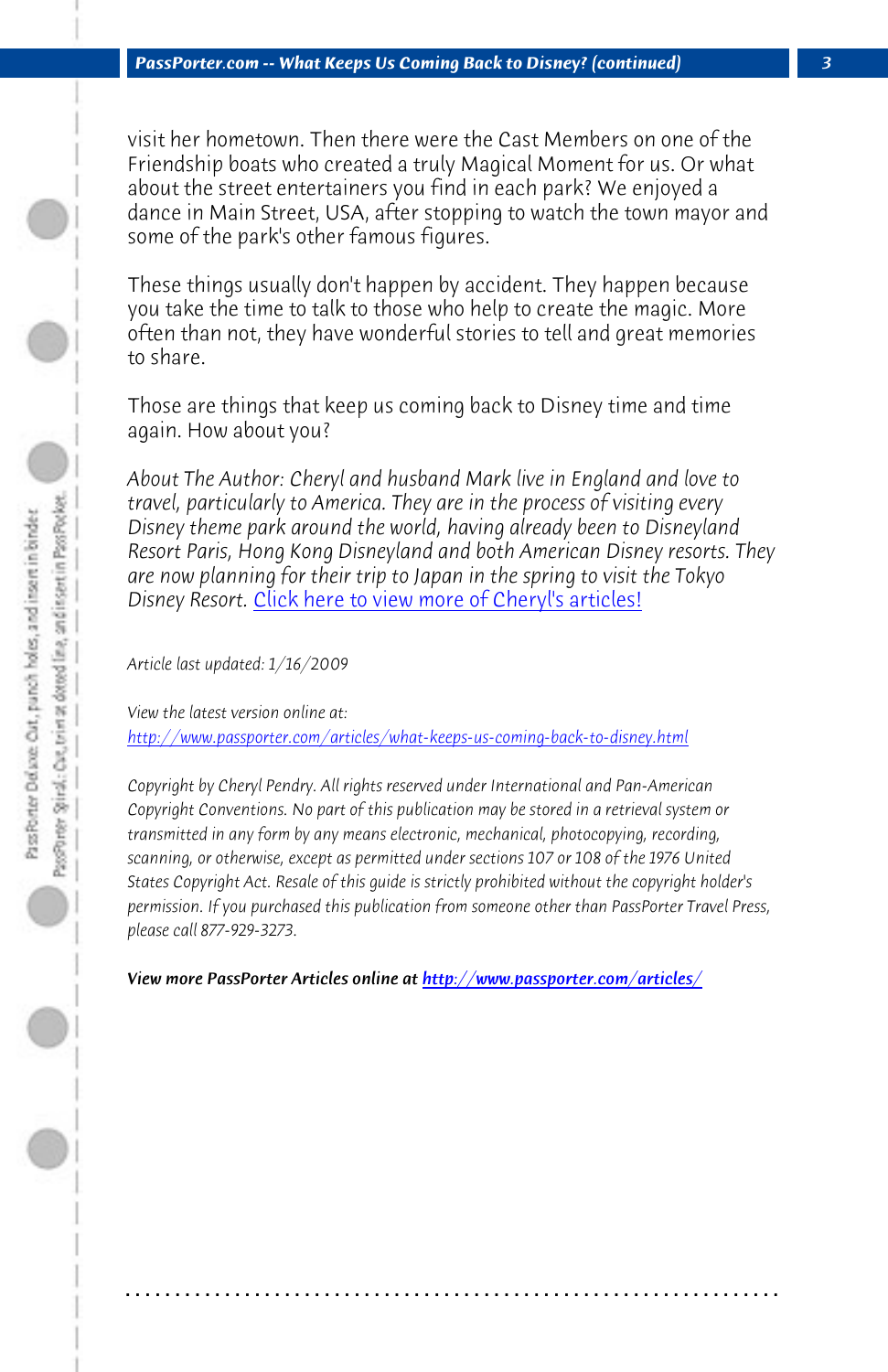visit her hometown. Then there were the Cast Members on one of the Friendship boats who created a truly Magical Moment for us. Or what about the street entertainers you find in each park? We enjoyed a dance in Main Street, USA, after stopping to watch the town mayor and some of the park's other famous figures.

These things usually don't happen by accident. They happen because you take the time to talk to those who help to create the magic. More often than not, they have wonderful stories to tell and great memories to share.

Those are things that keep us coming back to Disney time and time again. How about you?

*About The Author: Cheryl and husband Mark live in England and love to travel, particularly to America. They are in the process of visiting every Disney theme park around the world, having already been to Disneyland Resort Paris, Hong Kong Disneyland and both American Disney resorts. They are now planning for their trip to Japan in the spring to visit the Tokyo Disney Resort.* Click here to view more of Cheryl's articles!

*Article last updated: 1/16/2009*

*View the latest version online at:*
*http://www.passporter.com/articles/what-keeps-us-coming-back-to-disney.html*

*Copyright by Cheryl Pendry. All rights reserved under International and Pan-American Copyright Conventions. No part of this publication may be stored in a retrieval system or transmitted in any form by any means electronic, mechanical, photocopying, recording, scanning, or otherwise, except as permitted under sections 107 or 108 of the 1976 United States Copyright Act. Resale of this guide is strictly prohibited without the copyright holder's permission. If you purchased this publication from someone other than PassPorter Travel Press, please call 877-929-3273.*

***View more PassPorter Articles online at http://www.passporter.com/articles/***